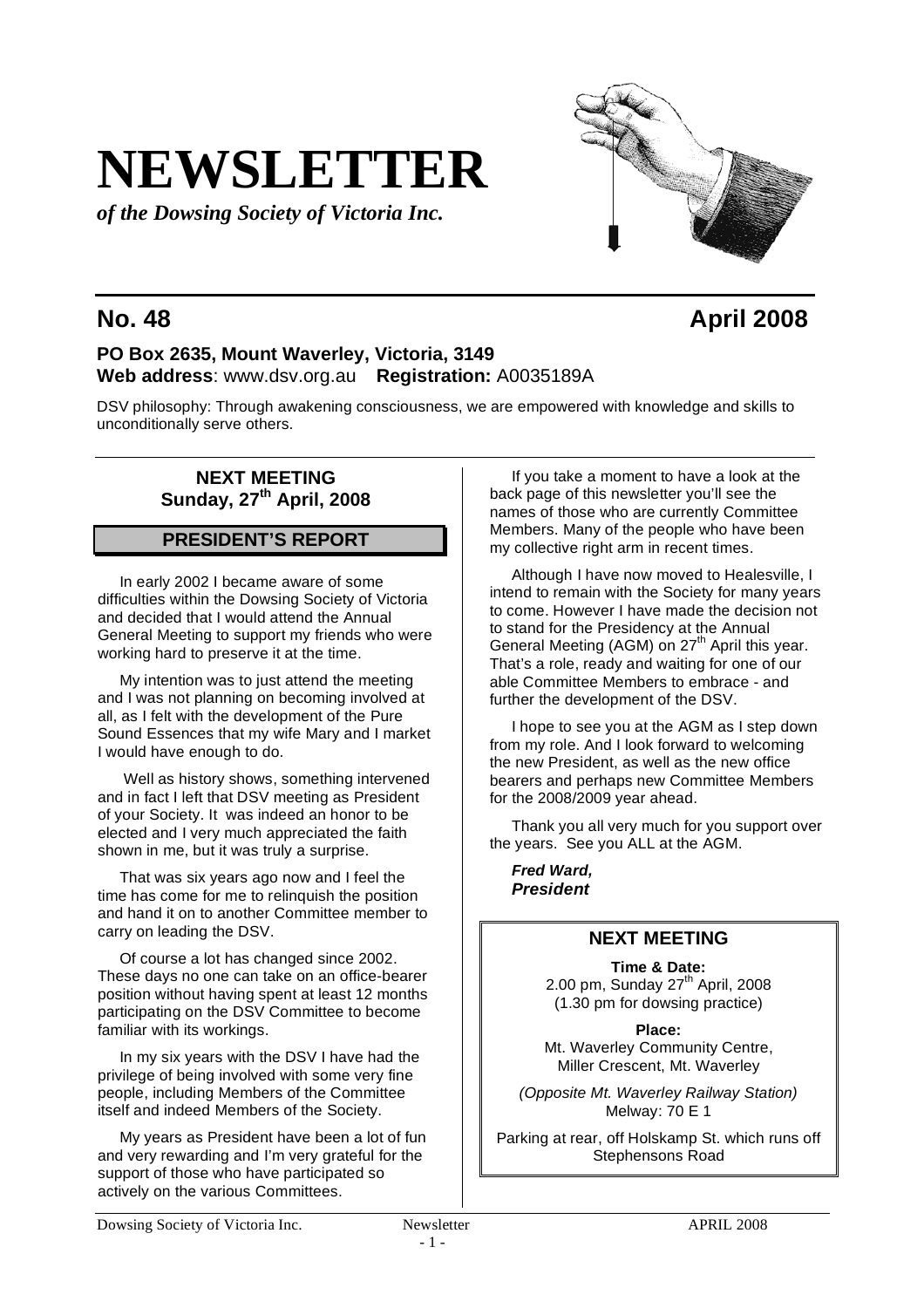# NEWSLETTER

***of the Dowsing Society of Victoria Inc.***

## No. 48 April 2008

**PO Box 2635, Mount Waverley, Victoria, 3149**
**Web address**: www.dsv.org.au **Registration:** A0035189A

DSV philosophy: Through awakening consciousness, we are empowered with knowledge and skills to unconditionally serve others.

### NEXT MEETING
### Sunday, 27th April, 2008

## PRESIDENT'S REPORT

In early 2002 I became aware of some difficulties within the Dowsing Society of Victoria and decided that I would attend the Annual General Meeting to support my friends who were working hard to preserve it at the time.

My intention was to just attend the meeting and I was not planning on becoming involved at all, as I felt with the development of the Pure Sound Essences that my wife Mary and I market I would have enough to do.

Well as history shows, something intervened and in fact I left that DSV meeting as President of your Society. It was indeed an honor to be elected and I very much appreciated the faith shown in me, but it was truly a surprise.

That was six years ago now and I feel the time has come for me to relinquish the position and hand it on to another Committee member to carry on leading the DSV.

Of course a lot has changed since 2002. These days no one can take on an office-bearer position without having spent at least 12 months participating on the DSV Committee to become familiar with its workings.

In my six years with the DSV I have had the privilege of being involved with some very fine people, including Members of the Committee itself and indeed Members of the Society.

My years as President have been a lot of fun and very rewarding and I'm very grateful for the support of those who have participated so actively on the various Committees.

If you take a moment to have a look at the back page of this newsletter you'll see the names of those who are currently Committee Members. Many of the people who have been my collective right arm in recent times.

Although I have now moved to Healesville, I intend to remain with the Society for many years to come. However I have made the decision not to stand for the Presidency at the Annual General Meeting (AGM) on 27th April this year. That's a role, ready and waiting for one of our able Committee Members to embrace - and further the development of the DSV.

I hope to see you at the AGM as I step down from my role. And I look forward to welcoming the new President, as well as the new office bearers and perhaps new Committee Members for the 2008/2009 year ahead.

Thank you all very much for you support over the years. See you ALL at the AGM.

***Fred Ward,***
***President***

### NEXT MEETING

**Time & Date:**
2.00 pm, Sunday 27th April, 2008
(1.30 pm for dowsing practice)

**Place:**
Mt. Waverley Community Centre,
Miller Crescent, Mt. Waverley

*(Opposite Mt. Waverley Railway Station)*
Melway: 70 E 1

Parking at rear, off Holskamp St. which runs off Stephensons Road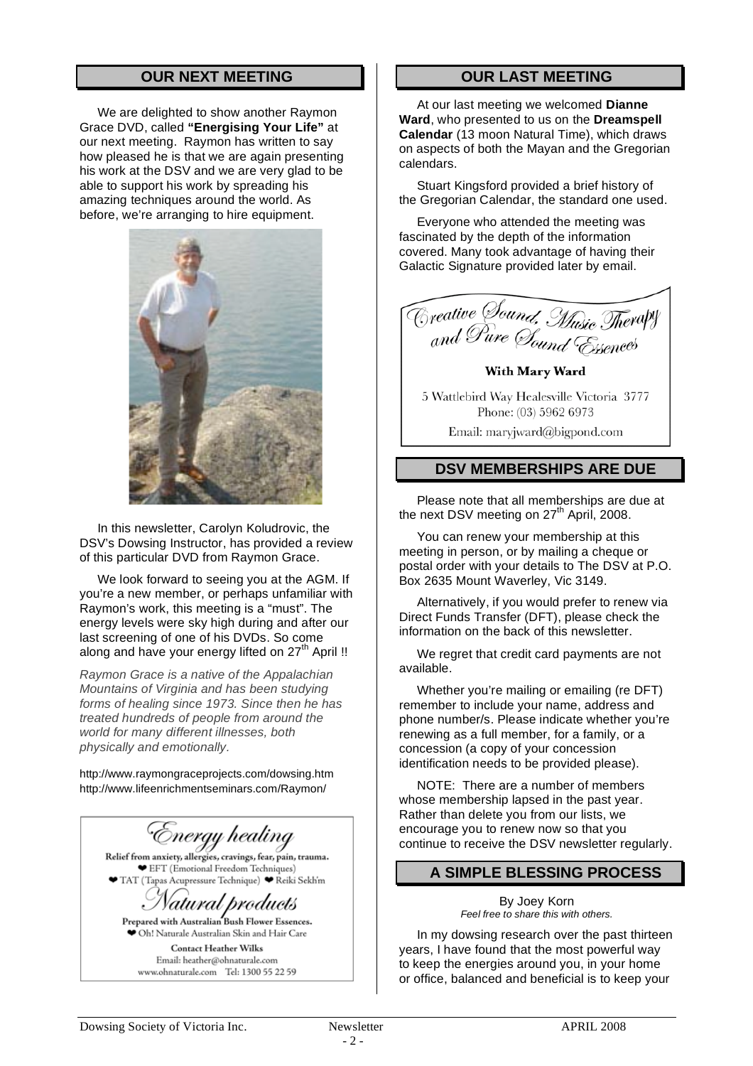## OUR NEXT MEETING

We are delighted to show another Raymon Grace DVD, called **"Energising Your Life"** at our next meeting. Raymon has written to say how pleased he is that we are again presenting his work at the DSV and we are very glad to be able to support his work by spreading his amazing techniques around the world. As before, we're arranging to hire equipment.

In this newsletter, Carolyn Koludrovic, the DSV's Dowsing Instructor, has provided a review of this particular DVD from Raymon Grace.

We look forward to seeing you at the AGM. If you're a new member, or perhaps unfamiliar with Raymon's work, this meeting is a "must". The energy levels were sky high during and after our last screening of one of his DVDs. So come along and have your energy lifted on 27th April !!

*Raymon Grace is a native of the Appalachian Mountains of Virginia and has been studying forms of healing since 1973. Since then he has treated hundreds of people from around the world for many different illnesses, both physically and emotionally.*

http://www.raymongraceprojects.com/dowsing.htm
http://www.lifeenrichmentseminars.com/Raymon/

*Energy healing*

Relief from anxiety, allergies, cravings, fear, pain, trauma.
❤ EFT (Emotional Freedom Techniques)
❤ TAT (Tapas Acupressure Technique) ❤ Reiki Sekh'm

*Natural products*

Prepared with Australian Bush Flower Essences.
❤ Oh! Naturale Australian Skin and Hair Care

Contact Heather Wilks
Email: heather@ohnaturale.com
www.ohnaturale.com Tel: 1300 55 22 59

## OUR LAST MEETING

At our last meeting we welcomed **Dianne Ward**, who presented to us on the **Dreamspell Calendar** (13 moon Natural Time), which draws on aspects of both the Mayan and the Gregorian calendars.

Stuart Kingsford provided a brief history of the Gregorian Calendar, the standard one used.

Everyone who attended the meeting was fascinated by the depth of the information covered. Many took advantage of having their Galactic Signature provided later by email.

*Creative Sound, Music Therapy and Pure Sound Essences*

**With Mary Ward**

5 Wattlebird Way Healesville Victoria 3777
Phone: (03) 5962 6973
Email: maryjward@bigpond.com

## DSV MEMBERSHIPS ARE DUE

Please note that all memberships are due at the next DSV meeting on 27th April, 2008.

You can renew your membership at this meeting in person, or by mailing a cheque or postal order with your details to The DSV at P.O. Box 2635 Mount Waverley, Vic 3149.

Alternatively, if you would prefer to renew via Direct Funds Transfer (DFT), please check the information on the back of this newsletter.

We regret that credit card payments are not available.

Whether you're mailing or emailing (re DFT) remember to include your name, address and phone number/s. Please indicate whether you're renewing as a full member, for a family, or a concession (a copy of your concession identification needs to be provided please).

NOTE: There are a number of members whose membership lapsed in the past year. Rather than delete you from our lists, we encourage you to renew now so that you continue to receive the DSV newsletter regularly.

## A SIMPLE BLESSING PROCESS

By Joey Korn
*Feel free to share this with others.*

In my dowsing research over the past thirteen years, I have found that the most powerful way to keep the energies around you, in your home or office, balanced and beneficial is to keep your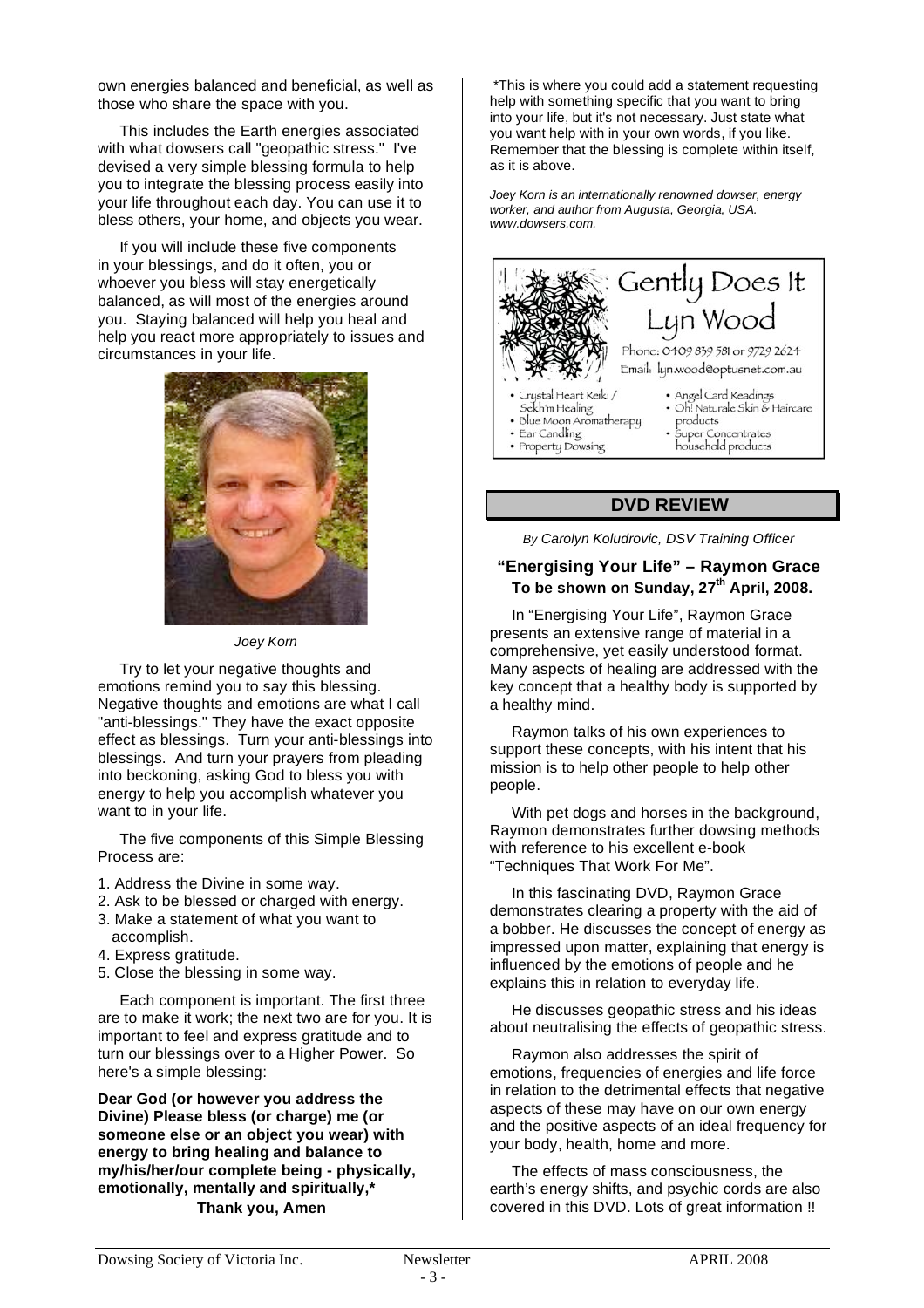own energies balanced and beneficial, as well as those who share the space with you.

This includes the Earth energies associated with what dowsers call "geopathic stress." I've devised a very simple blessing formula to help you to integrate the blessing process easily into your life throughout each day. You can use it to bless others, your home, and objects you wear.

If you will include these five components in your blessings, and do it often, you or whoever you bless will stay energetically balanced, as will most of the energies around you. Staying balanced will help you heal and help you react more appropriately to issues and circumstances in your life.

*Joey Korn*

Try to let your negative thoughts and emotions remind you to say this blessing. Negative thoughts and emotions are what I call "anti-blessings." They have the exact opposite effect as blessings. Turn your anti-blessings into blessings. And turn your prayers from pleading into beckoning, asking God to bless you with energy to help you accomplish whatever you want to in your life.

The five components of this Simple Blessing Process are:

1. Address the Divine in some way.
2. Ask to be blessed or charged with energy.
3. Make a statement of what you want to accomplish.
4. Express gratitude.
5. Close the blessing in some way.

Each component is important. The first three are to make it work; the next two are for you. It is important to feel and express gratitude and to turn our blessings over to a Higher Power. So here's a simple blessing:

**Dear God (or however you address the Divine) Please bless (or charge) me (or someone else or an object you wear) with energy to bring healing and balance to my/his/her/our complete being - physically, emotionally, mentally and spiritually,\***

**Thank you, Amen**

\*This is where you could add a statement requesting help with something specific that you want to bring into your life, but it's not necessary. Just state what you want help with in your own words, if you like. Remember that the blessing is complete within itself, as it is above.

*Joey Korn is an internationally renowned dowser, energy worker, and author from Augusta, Georgia, USA. www.dowsers.com.*

Gently Does It
Lyn Wood

Phone: 0409 839 581 or 9729 2624
Email: lyn.wood@optusnet.com.au

- Crystal Heart Reiki / Sekh'm Healing
- Blue Moon Aromatherapy
- Ear Candling
- Property Dowsing
- Angel Card Readings
- Oh! Naturale Skin & Haircare products
- Super Concentrates household products

## DVD REVIEW

*By Carolyn Koludrovic, DSV Training Officer*

### "Energising Your Life" – Raymon Grace
### To be shown on Sunday, 27th April, 2008.

In "Energising Your Life", Raymon Grace presents an extensive range of material in a comprehensive, yet easily understood format. Many aspects of healing are addressed with the key concept that a healthy body is supported by a healthy mind.

Raymon talks of his own experiences to support these concepts, with his intent that his mission is to help other people to help other people.

With pet dogs and horses in the background, Raymon demonstrates further dowsing methods with reference to his excellent e-book "Techniques That Work For Me".

In this fascinating DVD, Raymon Grace demonstrates clearing a property with the aid of a bobber. He discusses the concept of energy as impressed upon matter, explaining that energy is influenced by the emotions of people and he explains this in relation to everyday life.

He discusses geopathic stress and his ideas about neutralising the effects of geopathic stress.

Raymon also addresses the spirit of emotions, frequencies of energies and life force in relation to the detrimental effects that negative aspects of these may have on our own energy and the positive aspects of an ideal frequency for your body, health, home and more.

The effects of mass consciousness, the earth's energy shifts, and psychic cords are also covered in this DVD. Lots of great information !!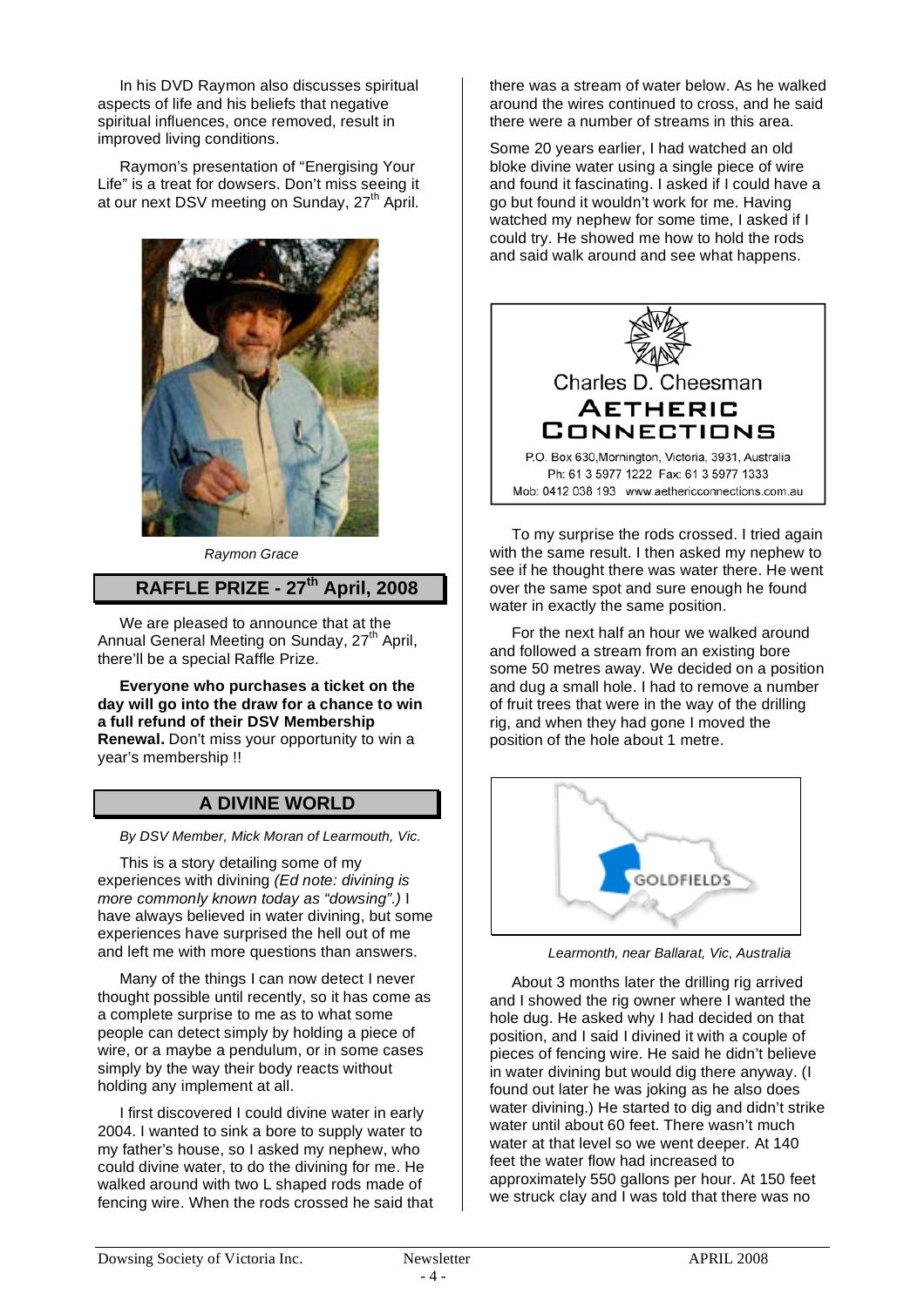In his DVD Raymon also discusses spiritual aspects of life and his beliefs that negative spiritual influences, once removed, result in improved living conditions.

Raymon's presentation of "Energising Your Life" is a treat for dowsers. Don't miss seeing it at our next DSV meeting on Sunday, 27th April.

*Raymon Grace*

## RAFFLE PRIZE - 27th April, 2008

We are pleased to announce that at the Annual General Meeting on Sunday, 27th April, there'll be a special Raffle Prize.

**Everyone who purchases a ticket on the day will go into the draw for a chance to win a full refund of their DSV Membership Renewal.** Don't miss your opportunity to win a year's membership !!

## A DIVINE WORLD

*By DSV Member, Mick Moran of Learmouth, Vic.*

This is a story detailing some of my experiences with divining *(Ed note: divining is more commonly known today as "dowsing".)* I have always believed in water divining, but some experiences have surprised the hell out of me and left me with more questions than answers.

Many of the things I can now detect I never thought possible until recently, so it has come as a complete surprise to me as to what some people can detect simply by holding a piece of wire, or a maybe a pendulum, or in some cases simply by the way their body reacts without holding any implement at all.

I first discovered I could divine water in early 2004. I wanted to sink a bore to supply water to my father's house, so I asked my nephew, who could divine water, to do the divining for me. He walked around with two L shaped rods made of fencing wire. When the rods crossed he said that there was a stream of water below. As he walked around the wires continued to cross, and he said there were a number of streams in this area.

Some 20 years earlier, I had watched an old bloke divine water using a single piece of wire and found it fascinating. I asked if I could have a go but found it wouldn't work for me. Having watched my nephew for some time, I asked if I could try. He showed me how to hold the rods and said walk around and see what happens.

Charles D. Cheesman
**AETHERIC CONNECTIONS**
P.O. Box 630,Mornington, Victoria, 3931, Australia
Ph: 61 3 5977 1222 Fax: 61 3 5977 1333
Mob: 0412 038 193 www.aethericconnections.com.au

To my surprise the rods crossed. I tried again with the same result. I then asked my nephew to see if he thought there was water there. He went over the same spot and sure enough he found water in exactly the same position.

For the next half an hour we walked around and followed a stream from an existing bore some 50 metres away. We decided on a position and dug a small hole. I had to remove a number of fruit trees that were in the way of the drilling rig, and when they had gone I moved the position of the hole about 1 metre.

GOLDFIELDS

*Learmonth, near Ballarat, Vic, Australia*

About 3 months later the drilling rig arrived and I showed the rig owner where I wanted the hole dug. He asked why I had decided on that position, and I said I divined it with a couple of pieces of fencing wire. He said he didn't believe in water divining but would dig there anyway. (I found out later he was joking as he also does water divining.) He started to dig and didn't strike water until about 60 feet. There wasn't much water at that level so we went deeper. At 140 feet the water flow had increased to approximately 550 gallons per hour. At 150 feet we struck clay and I was told that there was no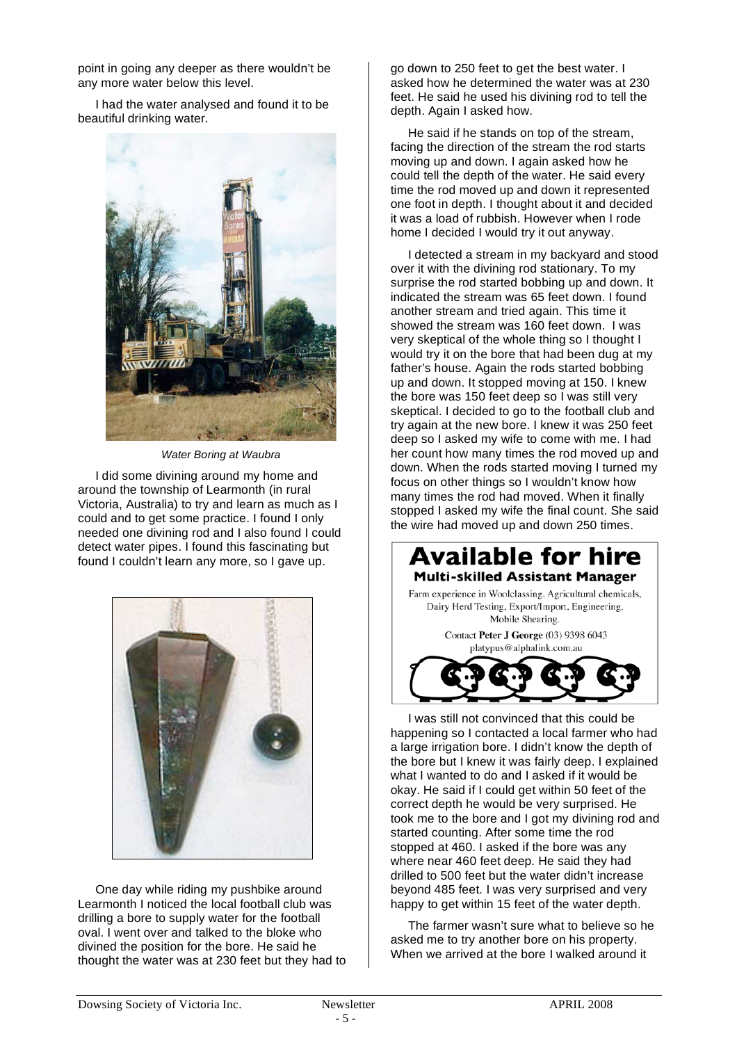point in going any deeper as there wouldn't be any more water below this level.

I had the water analysed and found it to be beautiful drinking water.

*Water Boring at Waubra*

I did some divining around my home and around the township of Learmonth (in rural Victoria, Australia) to try and learn as much as I could and to get some practice. I found I only needed one divining rod and I also found I could detect water pipes. I found this fascinating but found I couldn't learn any more, so I gave up.

One day while riding my pushbike around Learmonth I noticed the local football club was drilling a bore to supply water for the football oval. I went over and talked to the bloke who divined the position for the bore. He said he thought the water was at 230 feet but they had to go down to 250 feet to get the best water. I asked how he determined the water was at 230 feet. He said he used his divining rod to tell the depth. Again I asked how.

He said if he stands on top of the stream, facing the direction of the stream the rod starts moving up and down. I again asked how he could tell the depth of the water. He said every time the rod moved up and down it represented one foot in depth. I thought about it and decided it was a load of rubbish. However when I rode home I decided I would try it out anyway.

I detected a stream in my backyard and stood over it with the divining rod stationary. To my surprise the rod started bobbing up and down. It indicated the stream was 65 feet down. I found another stream and tried again. This time it showed the stream was 160 feet down. I was very skeptical of the whole thing so I thought I would try it on the bore that had been dug at my father's house. Again the rods started bobbing up and down. It stopped moving at 150. I knew the bore was 150 feet deep so I was still very skeptical. I decided to go to the football club and try again at the new bore. I knew it was 250 feet deep so I asked my wife to come with me. I had her count how many times the rod moved up and down. When the rods started moving I turned my focus on other things so I wouldn't know how many times the rod had moved. When it finally stopped I asked my wife the final count. She said the wire had moved up and down 250 times.

# Available for hire

**Multi-skilled Assistant Manager**

Farm experience in Woolclassing, Agricultural chemicals, Dairy Herd Testing, Export/Import, Engineering, Mobile Shearing.

Contact **Peter J George** (03) 9398 6043
platypus@alphalink.com.au

I was still not convinced that this could be happening so I contacted a local farmer who had a large irrigation bore. I didn't know the depth of the bore but I knew it was fairly deep. I explained what I wanted to do and I asked if it would be okay. He said if I could get within 50 feet of the correct depth he would be very surprised. He took me to the bore and I got my divining rod and started counting. After some time the rod stopped at 460. I asked if the bore was any where near 460 feet deep. He said they had drilled to 500 feet but the water didn't increase beyond 485 feet. I was very surprised and very happy to get within 15 feet of the water depth.

The farmer wasn't sure what to believe so he asked me to try another bore on his property. When we arrived at the bore I walked around it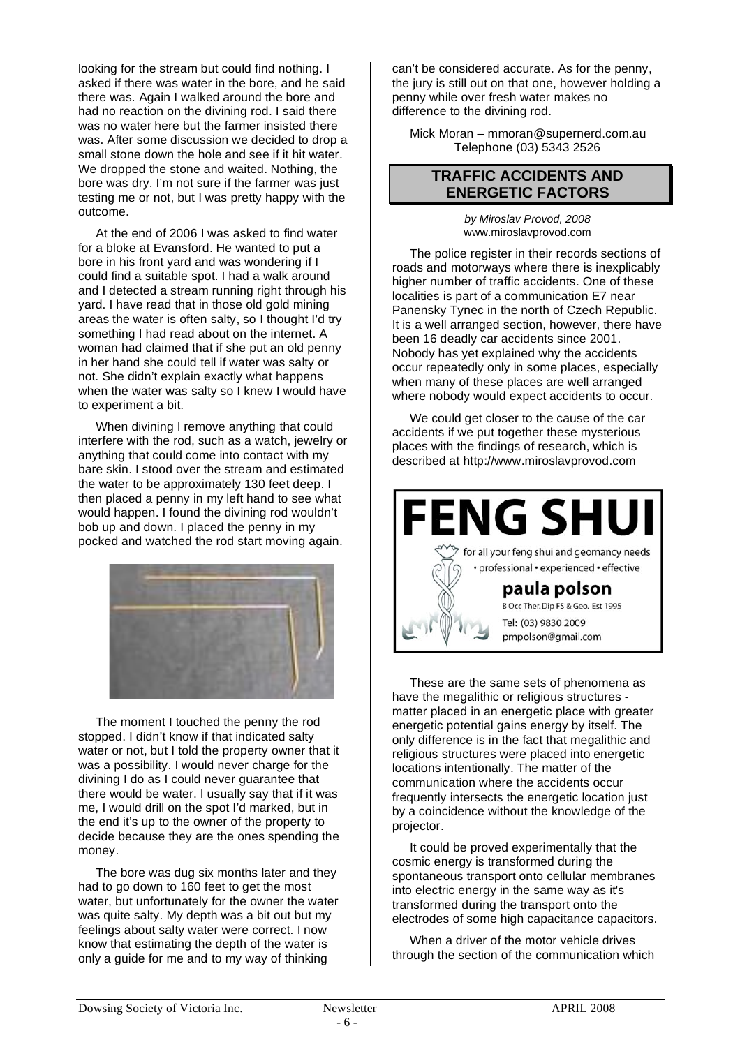looking for the stream but could find nothing. I asked if there was water in the bore, and he said there was. Again I walked around the bore and had no reaction on the divining rod. I said there was no water here but the farmer insisted there was. After some discussion we decided to drop a small stone down the hole and see if it hit water. We dropped the stone and waited. Nothing, the bore was dry. I'm not sure if the farmer was just testing me or not, but I was pretty happy with the outcome.

At the end of 2006 I was asked to find water for a bloke at Evansford. He wanted to put a bore in his front yard and was wondering if I could find a suitable spot. I had a walk around and I detected a stream running right through his yard. I have read that in those old gold mining areas the water is often salty, so I thought I'd try something I had read about on the internet. A woman had claimed that if she put an old penny in her hand she could tell if water was salty or not. She didn't explain exactly what happens when the water was salty so I knew I would have to experiment a bit.

When divining I remove anything that could interfere with the rod, such as a watch, jewelry or anything that could come into contact with my bare skin. I stood over the stream and estimated the water to be approximately 130 feet deep. I then placed a penny in my left hand to see what would happen. I found the divining rod wouldn't bob up and down. I placed the penny in my pocked and watched the rod start moving again.

The moment I touched the penny the rod stopped. I didn't know if that indicated salty water or not, but I told the property owner that it was a possibility. I would never charge for the divining I do as I could never guarantee that there would be water. I usually say that if it was me, I would drill on the spot I'd marked, but in the end it's up to the owner of the property to decide because they are the ones spending the money.

The bore was dug six months later and they had to go down to 160 feet to get the most water, but unfortunately for the owner the water was quite salty. My depth was a bit out but my feelings about salty water were correct. I now know that estimating the depth of the water is only a guide for me and to my way of thinking can't be considered accurate. As for the penny, the jury is still out on that one, however holding a penny while over fresh water makes no difference to the divining rod.

Mick Moran – mmoran@supernerd.com.au
Telephone (03) 5343 2526

## TRAFFIC ACCIDENTS AND ENERGETIC FACTORS

*by Miroslav Provod, 2008*
www.miroslavprovod.com

The police register in their records sections of roads and motorways where there is inexplicably higher number of traffic accidents. One of these localities is part of a communication E7 near Panensky Tynec in the north of Czech Republic. It is a well arranged section, however, there have been 16 deadly car accidents since 2001. Nobody has yet explained why the accidents occur repeatedly only in some places, especially when many of these places are well arranged where nobody would expect accidents to occur.

We could get closer to the cause of the car accidents if we put together these mysterious places with the findings of research, which is described at http://www.miroslavprovod.com

**FENG SHUI**
for all your feng shui and geomancy needs
• professional • experienced • effective
**paula polson**
B Occ Ther. Dip FS & Geo. Est 1995
Tel: (03) 9830 2009
pmpolson@gmail.com

These are the same sets of phenomena as have the megalithic or religious structures - matter placed in an energetic place with greater energetic potential gains energy by itself. The only difference is in the fact that megalithic and religious structures were placed into energetic locations intentionally. The matter of the communication where the accidents occur frequently intersects the energetic location just by a coincidence without the knowledge of the projector.

It could be proved experimentally that the cosmic energy is transformed during the spontaneous transport onto cellular membranes into electric energy in the same way as it's transformed during the transport onto the electrodes of some high capacitance capacitors.

When a driver of the motor vehicle drives through the section of the communication which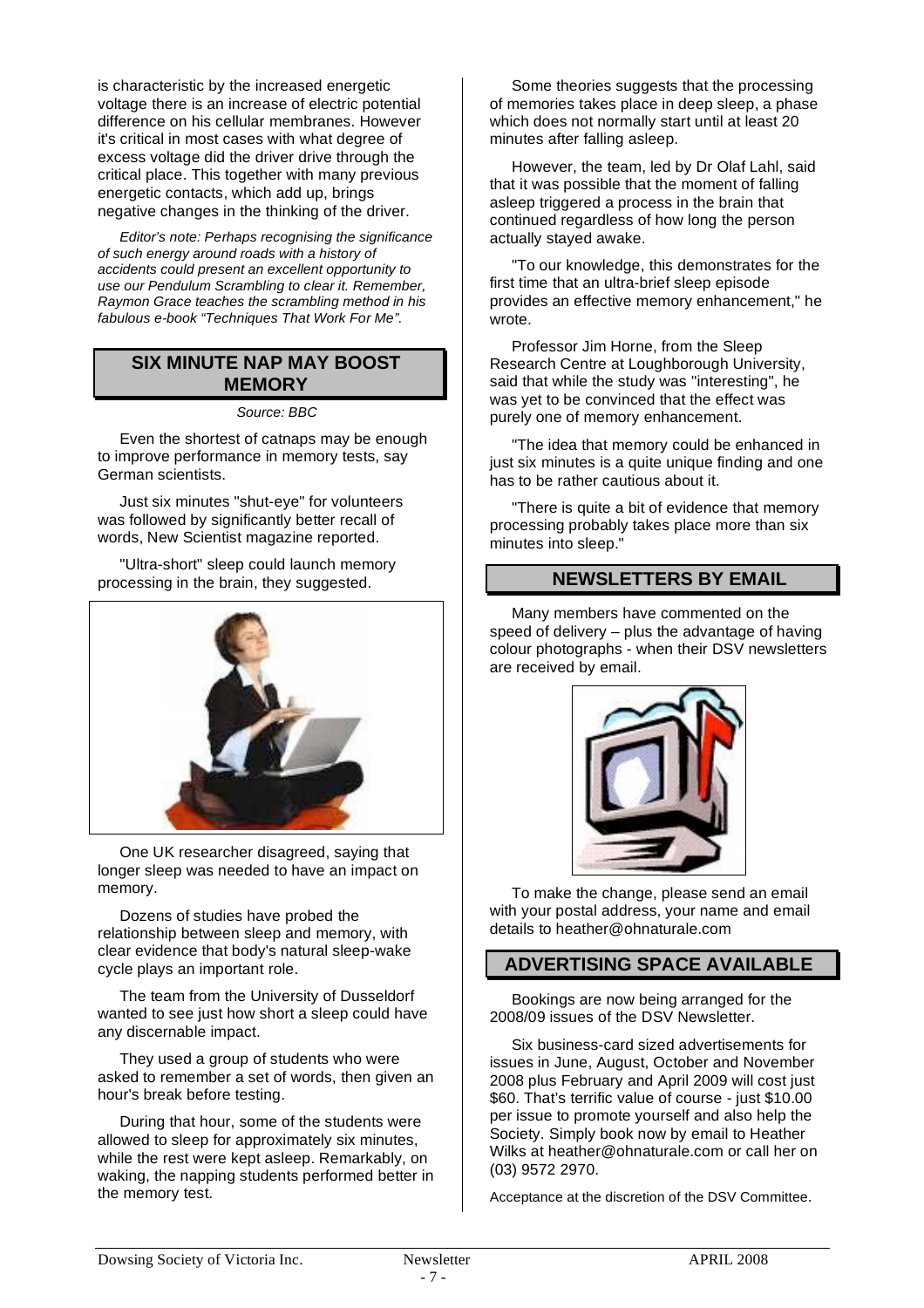is characteristic by the increased energetic voltage there is an increase of electric potential difference on his cellular membranes. However it's critical in most cases with what degree of excess voltage did the driver drive through the critical place. This together with many previous energetic contacts, which add up, brings negative changes in the thinking of the driver.

*Editor's note: Perhaps recognising the significance of such energy around roads with a history of accidents could present an excellent opportunity to use our Pendulum Scrambling to clear it. Remember, Raymon Grace teaches the scrambling method in his fabulous e-book "Techniques That Work For Me".*

## SIX MINUTE NAP MAY BOOST MEMORY

*Source: BBC*

Even the shortest of catnaps may be enough to improve performance in memory tests, say German scientists.

Just six minutes "shut-eye" for volunteers was followed by significantly better recall of words, New Scientist magazine reported.

"Ultra-short" sleep could launch memory processing in the brain, they suggested.

One UK researcher disagreed, saying that longer sleep was needed to have an impact on memory.

Dozens of studies have probed the relationship between sleep and memory, with clear evidence that body's natural sleep-wake cycle plays an important role.

The team from the University of Dusseldorf wanted to see just how short a sleep could have any discernable impact.

They used a group of students who were asked to remember a set of words, then given an hour's break before testing.

During that hour, some of the students were allowed to sleep for approximately six minutes, while the rest were kept asleep. Remarkably, on waking, the napping students performed better in the memory test.

Some theories suggests that the processing of memories takes place in deep sleep, a phase which does not normally start until at least 20 minutes after falling asleep.

However, the team, led by Dr Olaf Lahl, said that it was possible that the moment of falling asleep triggered a process in the brain that continued regardless of how long the person actually stayed awake.

"To our knowledge, this demonstrates for the first time that an ultra-brief sleep episode provides an effective memory enhancement," he wrote.

Professor Jim Horne, from the Sleep Research Centre at Loughborough University, said that while the study was "interesting", he was yet to be convinced that the effect was purely one of memory enhancement.

"The idea that memory could be enhanced in just six minutes is a quite unique finding and one has to be rather cautious about it.

"There is quite a bit of evidence that memory processing probably takes place more than six minutes into sleep."

## NEWSLETTERS BY EMAIL

Many members have commented on the speed of delivery – plus the advantage of having colour photographs - when their DSV newsletters are received by email.

To make the change, please send an email with your postal address, your name and email details to heather@ohnaturale.com

## ADVERTISING SPACE AVAILABLE

Bookings are now being arranged for the 2008/09 issues of the DSV Newsletter.

Six business-card sized advertisements for issues in June, August, October and November 2008 plus February and April 2009 will cost just $60. That's terrific value of course - just $10.00 per issue to promote yourself and also help the Society. Simply book now by email to Heather Wilks at heather@ohnaturale.com or call her on (03) 9572 2970.

Acceptance at the discretion of the DSV Committee.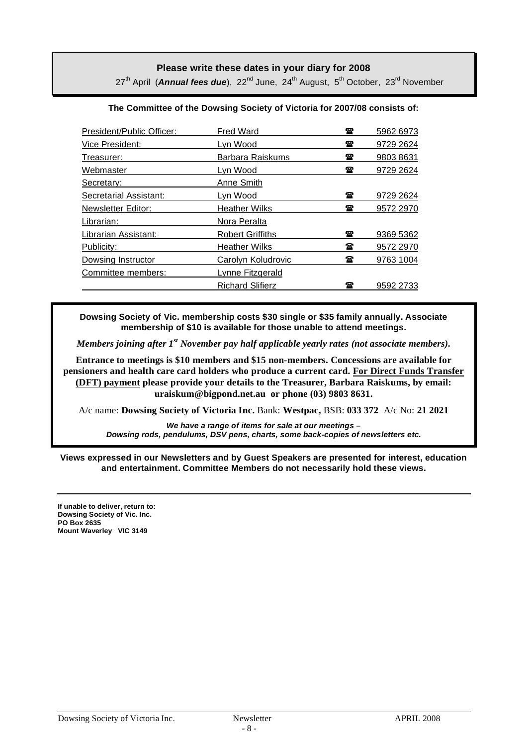**Please write these dates in your diary for 2008**

27th April (***Annual fees due***), 22nd June, 24th August, 5th October, 23rd November

**The Committee of the Dowsing Society of Victoria for 2007/08 consists of:**

| | | | |
|---|---|---|---|
| President/Public Officer: | Fred Ward | ☎ | 5962 6973 |
| Vice President: | Lyn Wood | ☎ | 9729 2624 |
| Treasurer: | Barbara Raiskums | ☎ | 9803 8631 |
| Webmaster | Lyn Wood | ☎ | 9729 2624 |
| Secretary: | Anne Smith | | |
| Secretarial Assistant: | Lyn Wood | ☎ | 9729 2624 |
| Newsletter Editor: | Heather Wilks | ☎ | 9572 2970 |
| Librarian: | Nora Peralta | | |
| Librarian Assistant: | Robert Griffiths | ☎ | 9369 5362 |
| Publicity: | Heather Wilks | ☎ | 9572 2970 |
| Dowsing Instructor | Carolyn Koludrovic | ☎ | 9763 1004 |
| Committee members: | Lynne Fitzgerald | | |
| | Richard Slifierz | ☎ | 9592 2733 |

**Dowsing Society of Vic. membership costs $30 single or $35 family annually. Associate membership of $10 is available for those unable to attend meetings.**

***Members joining after 1st November pay half applicable yearly rates (not associate members).***

**Entrance to meetings is $10 members and $15 non-members. Concessions are available for pensioners and health care card holders who produce a current card. For Direct Funds Transfer (DFT) payment please provide your details to the Treasurer, Barbara Raiskums, by email: uraiskum@bigpond.net.au or phone (03) 9803 8631.**

A/c name: **Dowsing Society of Victoria Inc.** Bank: **Westpac,** BSB: **033 372** A/c No: **21 2021**

***We have a range of items for sale at our meetings –***
***Dowsing rods, pendulums, DSV pens, charts, some back-copies of newsletters etc.***

**Views expressed in our Newsletters and by Guest Speakers are presented for interest, education and entertainment. Committee Members do not necessarily hold these views.**

---

**If unable to deliver, return to:**
**Dowsing Society of Vic. Inc.**
**PO Box 2635**
**Mount Waverley VIC 3149**